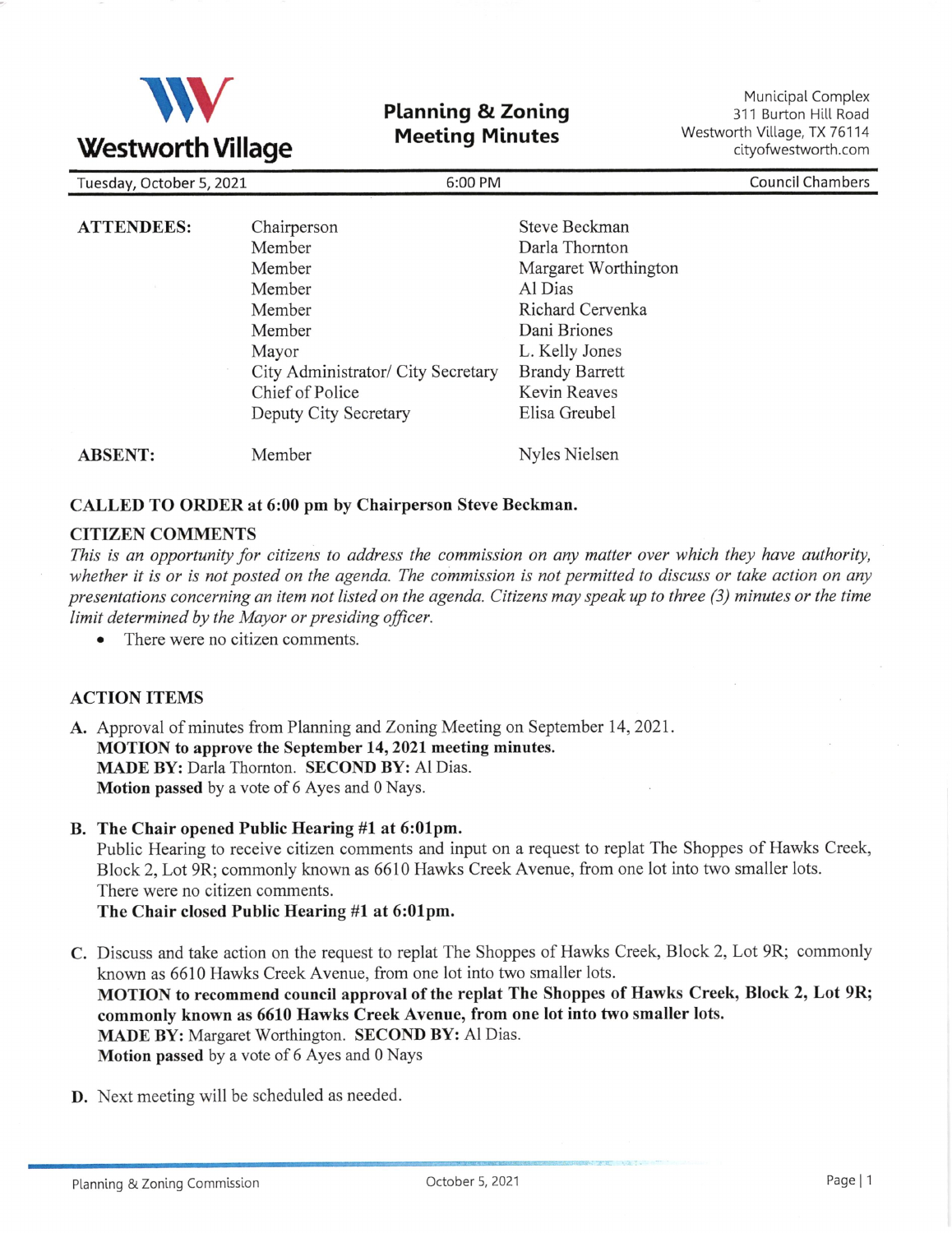**Westworth Village**

# Planning & Zoning Meeting Minutes

Municipal Complex
311 Burton Hill Road
Westworth Village, TX 76114
cityofwestworth.com

| Tuesday, October 5, 2021 | 6:00 PM | Council Chambers |
|---|---|---|

| | | |
|---|---|---|
| **ATTENDEES:** | Chairperson | Steve Beckman |
| | Member | Darla Thornton |
| | Member | Margaret Worthington |
| | Member | Al Dias |
| | Member | Richard Cervenka |
| | Member | Dani Briones |
| | Mayor | L. Kelly Jones |
| | City Administrator/ City Secretary | Brandy Barrett |
| | Chief of Police | Kevin Reaves |
| | Deputy City Secretary | Elisa Greubel |
| **ABSENT:** | Member | Nyles Nielsen |

**CALLED TO ORDER at 6:00 pm by Chairperson Steve Beckman.**

**CITIZEN COMMENTS**

*This is an opportunity for citizens to address the commission on any matter over which they have authority, whether it is or is not posted on the agenda. The commission is not permitted to discuss or take action on any presentations concerning an item not listed on the agenda. Citizens may speak up to three (3) minutes or the time limit determined by the Mayor or presiding officer.*

- There were no citizen comments.

**ACTION ITEMS**

**A.** Approval of minutes from Planning and Zoning Meeting on September 14, 2021.
**MOTION to approve the September 14, 2021 meeting minutes.**
**MADE BY:** Darla Thornton. **SECOND BY:** Al Dias.
**Motion passed** by a vote of 6 Ayes and 0 Nays.

**B. The Chair opened Public Hearing #1 at 6:01pm.**
Public Hearing to receive citizen comments and input on a request to replat The Shoppes of Hawks Creek, Block 2, Lot 9R; commonly known as 6610 Hawks Creek Avenue, from one lot into two smaller lots.
There were no citizen comments.
**The Chair closed Public Hearing #1 at 6:01pm.**

**C.** Discuss and take action on the request to replat The Shoppes of Hawks Creek, Block 2, Lot 9R; commonly known as 6610 Hawks Creek Avenue, from one lot into two smaller lots.
**MOTION to recommend council approval of the replat The Shoppes of Hawks Creek, Block 2, Lot 9R; commonly known as 6610 Hawks Creek Avenue, from one lot into two smaller lots.**
**MADE BY:** Margaret Worthington. **SECOND BY:** Al Dias.
**Motion passed** by a vote of 6 Ayes and 0 Nays

**D.** Next meeting will be scheduled as needed.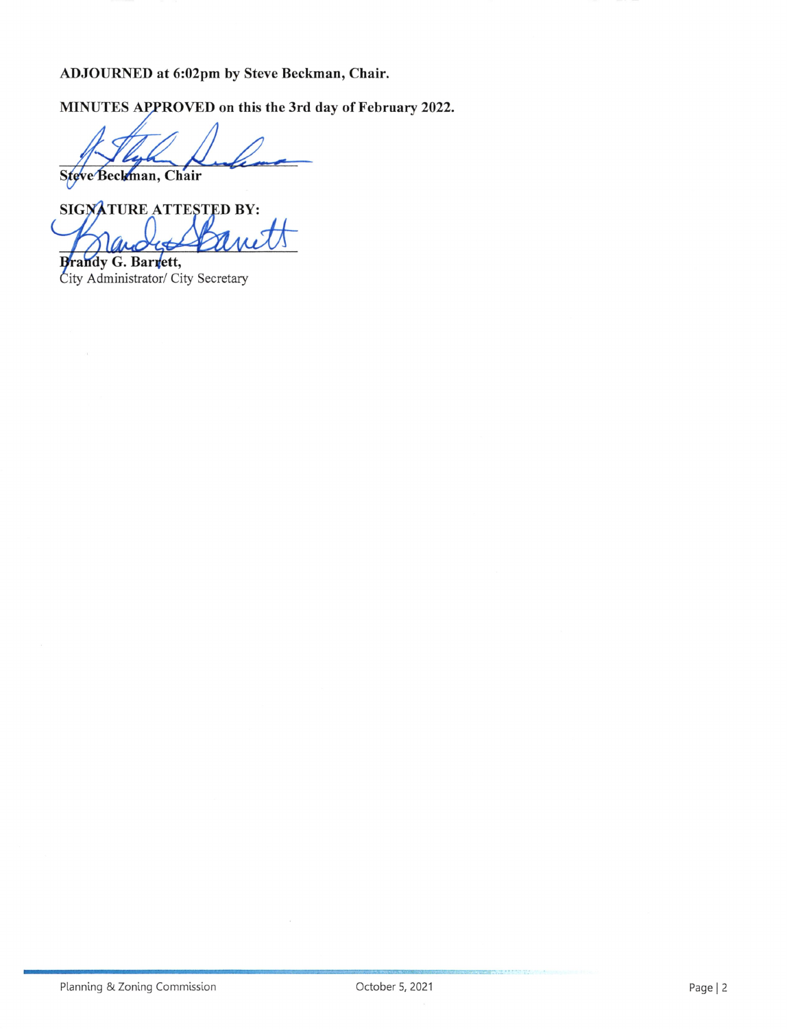**ADJOURNED at 6:02pm by Steve Beckman, Chair.**

**MINUTES APPROVED on this the 3rd day of February 2022.**

**Steve Beckman, Chair**

**SIGNATURE ATTESTED BY:**

**Brandy G. Barrett,**
City Administrator/ City Secretary